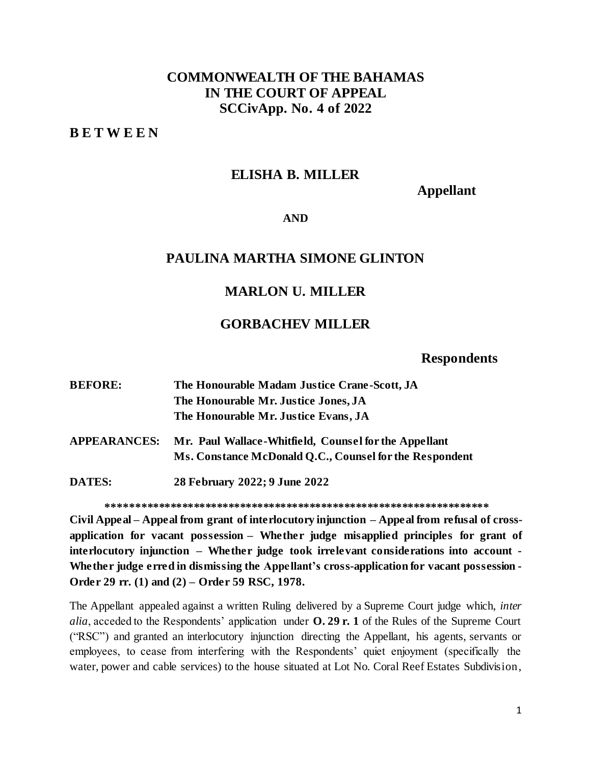# COMMONWEALTH OF THE BAHAMAS
# IN THE COURT OF APPEAL
# SCCivApp. No. 4 of 2022

**B E T W E E N**

**ELISHA B. MILLER**

**Appellant**

**AND**

**PAULINA MARTHA SIMONE GLINTON**

**MARLON U. MILLER**

**GORBACHEV MILLER**

**Respondents**

| | |
|---|---|
| **BEFORE:** | **The Honourable Madam Justice Crane-Scott, JA**<br>**The Honourable Mr. Justice Jones, JA**<br>**The Honourable Mr. Justice Evans, JA** |
| **APPEARANCES:** | **Mr. Paul Wallace-Whitfield, Counsel for the Appellant**<br>**Ms. Constance McDonald Q.C., Counsel for the Respondent** |
| **DATES:** | **28 February 2022; 9 June 2022** |

\*\*\*\*\*\*\*\*\*\*\*\*\*\*\*\*\*\*\*\*\*\*\*\*\*\*\*\*\*\*\*\*\*\*\*\*\*\*\*\*\*\*\*\*\*\*\*\*\*\*\*\*\*\*\*\*\*\*\*\*\*\*\*\*\*

**Civil Appeal – Appeal from grant of interlocutory injunction – Appeal from refusal of cross-application for vacant possession – Whether judge misapplied principles for grant of interlocutory injunction – Whether judge took irrelevant considerations into account - Whether judge erred in dismissing the Appellant's cross-application for vacant possession - Order 29 rr. (1) and (2) – Order 59 RSC, 1978.**

The Appellant appealed against a written Ruling delivered by a Supreme Court judge which, *inter alia*, acceded to the Respondents' application under **O. 29 r. 1** of the Rules of the Supreme Court ("RSC") and granted an interlocutory injunction directing the Appellant, his agents, servants or employees, to cease from interfering with the Respondents' quiet enjoyment (specifically the water, power and cable services) to the house situated at Lot No. Coral Reef Estates Subdivision,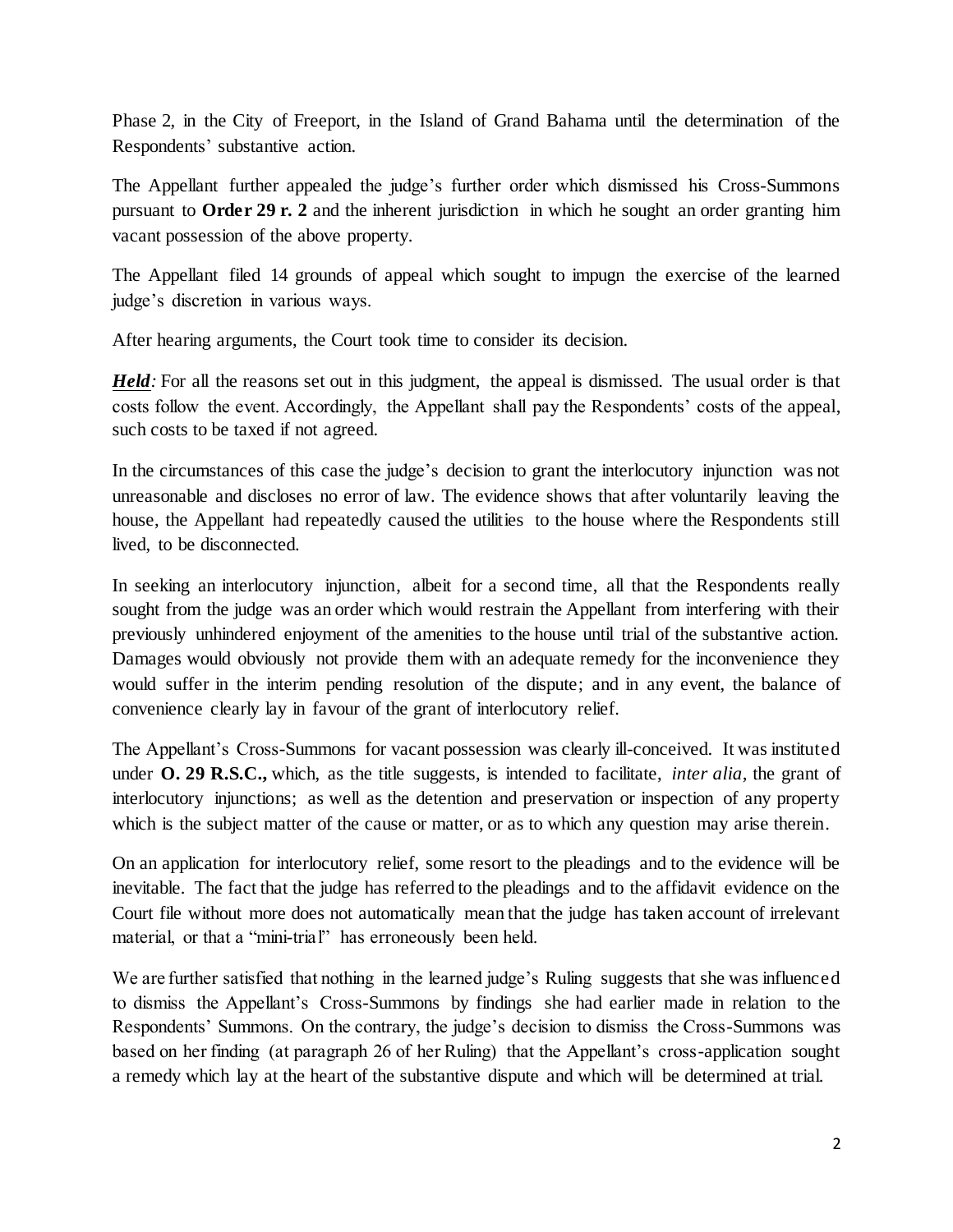Phase 2, in the City of Freeport, in the Island of Grand Bahama until the determination of the Respondents' substantive action.

The Appellant further appealed the judge's further order which dismissed his Cross-Summons pursuant to **Order 29 r. 2** and the inherent jurisdiction in which he sought an order granting him vacant possession of the above property.

The Appellant filed 14 grounds of appeal which sought to impugn the exercise of the learned judge's discretion in various ways.

After hearing arguments, the Court took time to consider its decision.

***Held****:* For all the reasons set out in this judgment, the appeal is dismissed. The usual order is that costs follow the event. Accordingly, the Appellant shall pay the Respondents' costs of the appeal, such costs to be taxed if not agreed.

In the circumstances of this case the judge's decision to grant the interlocutory injunction was not unreasonable and discloses no error of law. The evidence shows that after voluntarily leaving the house, the Appellant had repeatedly caused the utilities to the house where the Respondents still lived, to be disconnected.

In seeking an interlocutory injunction, albeit for a second time, all that the Respondents really sought from the judge was an order which would restrain the Appellant from interfering with their previously unhindered enjoyment of the amenities to the house until trial of the substantive action. Damages would obviously not provide them with an adequate remedy for the inconvenience they would suffer in the interim pending resolution of the dispute; and in any event, the balance of convenience clearly lay in favour of the grant of interlocutory relief.

The Appellant's Cross-Summons for vacant possession was clearly ill-conceived. It was instituted under **O. 29 R.S.C.,** which, as the title suggests, is intended to facilitate, *inter alia,* the grant of interlocutory injunctions; as well as the detention and preservation or inspection of any property which is the subject matter of the cause or matter, or as to which any question may arise therein.

On an application for interlocutory relief, some resort to the pleadings and to the evidence will be inevitable. The fact that the judge has referred to the pleadings and to the affidavit evidence on the Court file without more does not automatically mean that the judge has taken account of irrelevant material, or that a "mini-trial" has erroneously been held.

We are further satisfied that nothing in the learned judge's Ruling suggests that she was influenced to dismiss the Appellant's Cross-Summons by findings she had earlier made in relation to the Respondents' Summons. On the contrary, the judge's decision to dismiss the Cross-Summons was based on her finding (at paragraph 26 of her Ruling) that the Appellant's cross-application sought a remedy which lay at the heart of the substantive dispute and which will be determined at trial.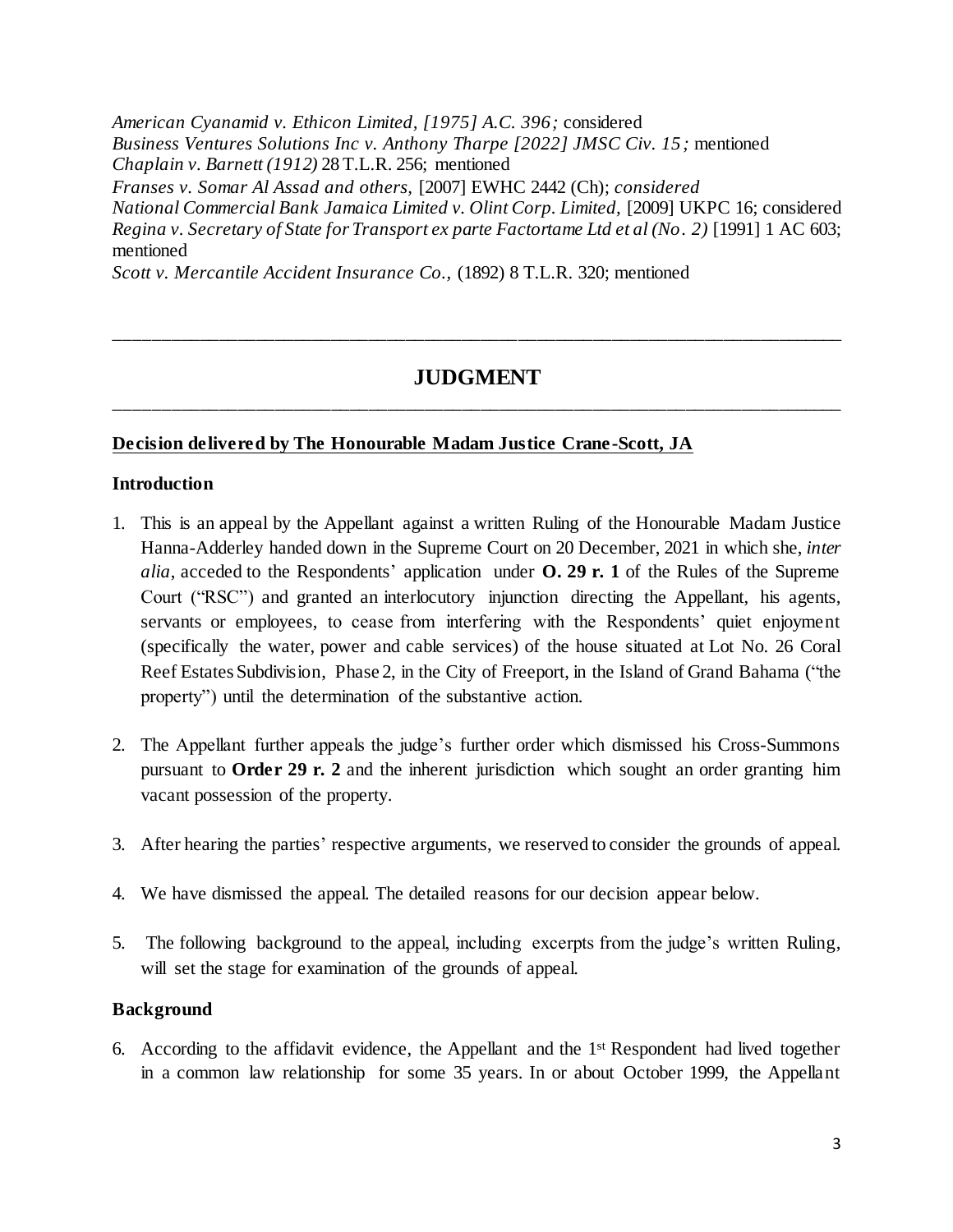*American Cyanamid v. Ethicon Limited, [1975] A.C. 396;* considered
*Business Ventures Solutions Inc v. Anthony Tharpe [2022] JMSC Civ. 15;* mentioned
*Chaplain v. Barnett (1912)* 28 T.L.R. 256; mentioned
*Franses v. Somar Al Assad and others,* [2007] EWHC 2442 (Ch); *considered*
*National Commercial Bank Jamaica Limited v. Olint Corp. Limited,* [2009] UKPC 16; considered
*Regina v. Secretary of State for Transport ex parte Factortame Ltd et al (No. 2)* [1991] 1 AC 603; mentioned
*Scott v. Mercantile Accident Insurance Co.,* (1892) 8 T.L.R. 320; mentioned

---

## JUDGMENT

---

**Decision delivered by The Honourable Madam Justice Crane-Scott, JA**

### Introduction

1. This is an appeal by the Appellant against a written Ruling of the Honourable Madam Justice Hanna-Adderley handed down in the Supreme Court on 20 December, 2021 in which she, *inter alia*, acceded to the Respondents' application under **O. 29 r. 1** of the Rules of the Supreme Court ("RSC") and granted an interlocutory injunction directing the Appellant, his agents, servants or employees, to cease from interfering with the Respondents' quiet enjoyment (specifically the water, power and cable services) of the house situated at Lot No. 26 Coral Reef Estates Subdivision, Phase 2, in the City of Freeport, in the Island of Grand Bahama ("the property") until the determination of the substantive action.

2. The Appellant further appeals the judge's further order which dismissed his Cross-Summons pursuant to **Order 29 r. 2** and the inherent jurisdiction which sought an order granting him vacant possession of the property.

3. After hearing the parties' respective arguments, we reserved to consider the grounds of appeal.

4. We have dismissed the appeal. The detailed reasons for our decision appear below.

5. The following background to the appeal, including excerpts from the judge's written Ruling, will set the stage for examination of the grounds of appeal.

### Background

6. According to the affidavit evidence, the Appellant and the 1st Respondent had lived together in a common law relationship for some 35 years. In or about October 1999, the Appellant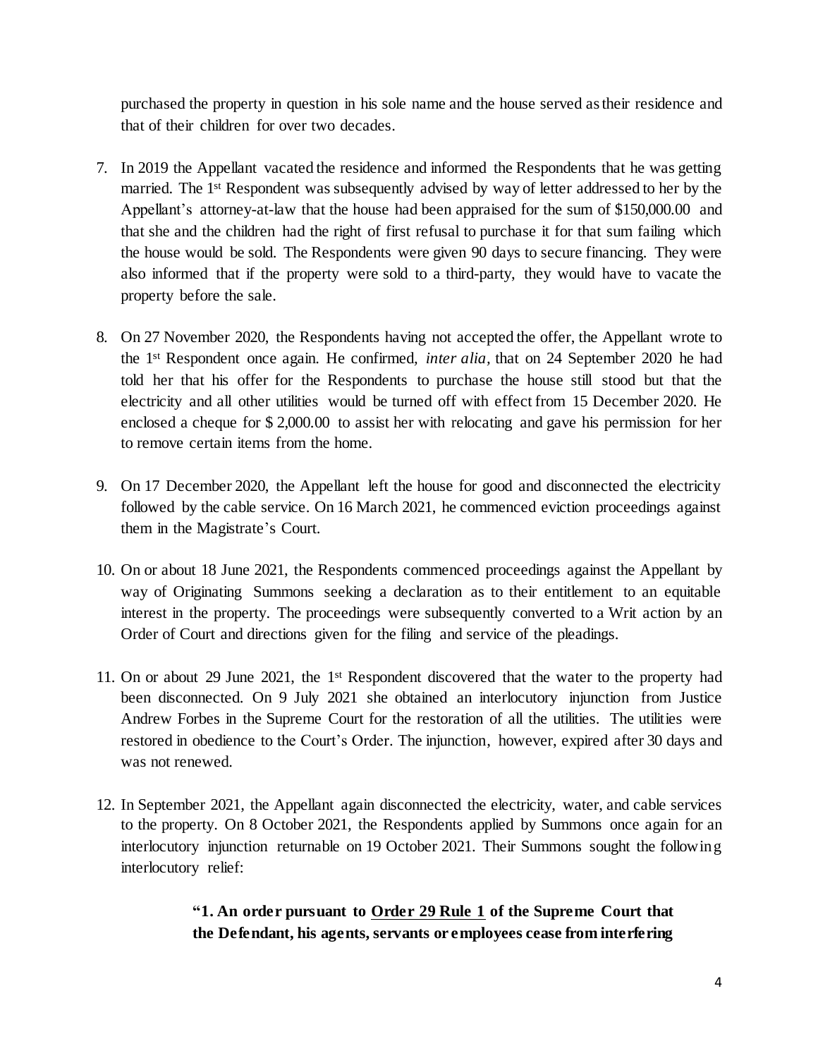purchased the property in question in his sole name and the house served as their residence and that of their children for over two decades.

7. In 2019 the Appellant vacated the residence and informed the Respondents that he was getting married. The 1st Respondent was subsequently advised by way of letter addressed to her by the Appellant's attorney-at-law that the house had been appraised for the sum of $150,000.00 and that she and the children had the right of first refusal to purchase it for that sum failing which the house would be sold. The Respondents were given 90 days to secure financing. They were also informed that if the property were sold to a third-party, they would have to vacate the property before the sale.

8. On 27 November 2020, the Respondents having not accepted the offer, the Appellant wrote to the 1st Respondent once again. He confirmed, *inter alia*, that on 24 September 2020 he had told her that his offer for the Respondents to purchase the house still stood but that the electricity and all other utilities would be turned off with effect from 15 December 2020. He enclosed a cheque for $ 2,000.00 to assist her with relocating and gave his permission for her to remove certain items from the home.

9. On 17 December 2020, the Appellant left the house for good and disconnected the electricity followed by the cable service. On 16 March 2021, he commenced eviction proceedings against them in the Magistrate's Court.

10. On or about 18 June 2021, the Respondents commenced proceedings against the Appellant by way of Originating Summons seeking a declaration as to their entitlement to an equitable interest in the property. The proceedings were subsequently converted to a Writ action by an Order of Court and directions given for the filing and service of the pleadings.

11. On or about 29 June 2021, the 1st Respondent discovered that the water to the property had been disconnected. On 9 July 2021 she obtained an interlocutory injunction from Justice Andrew Forbes in the Supreme Court for the restoration of all the utilities. The utilities were restored in obedience to the Court's Order. The injunction, however, expired after 30 days and was not renewed.

12. In September 2021, the Appellant again disconnected the electricity, water, and cable services to the property. On 8 October 2021, the Respondents applied by Summons once again for an interlocutory injunction returnable on 19 October 2021. Their Summons sought the following interlocutory relief:

> **"1. An order pursuant to <u>Order 29 Rule 1</u> of the Supreme Court that the Defendant, his agents, servants or employees cease from interfering**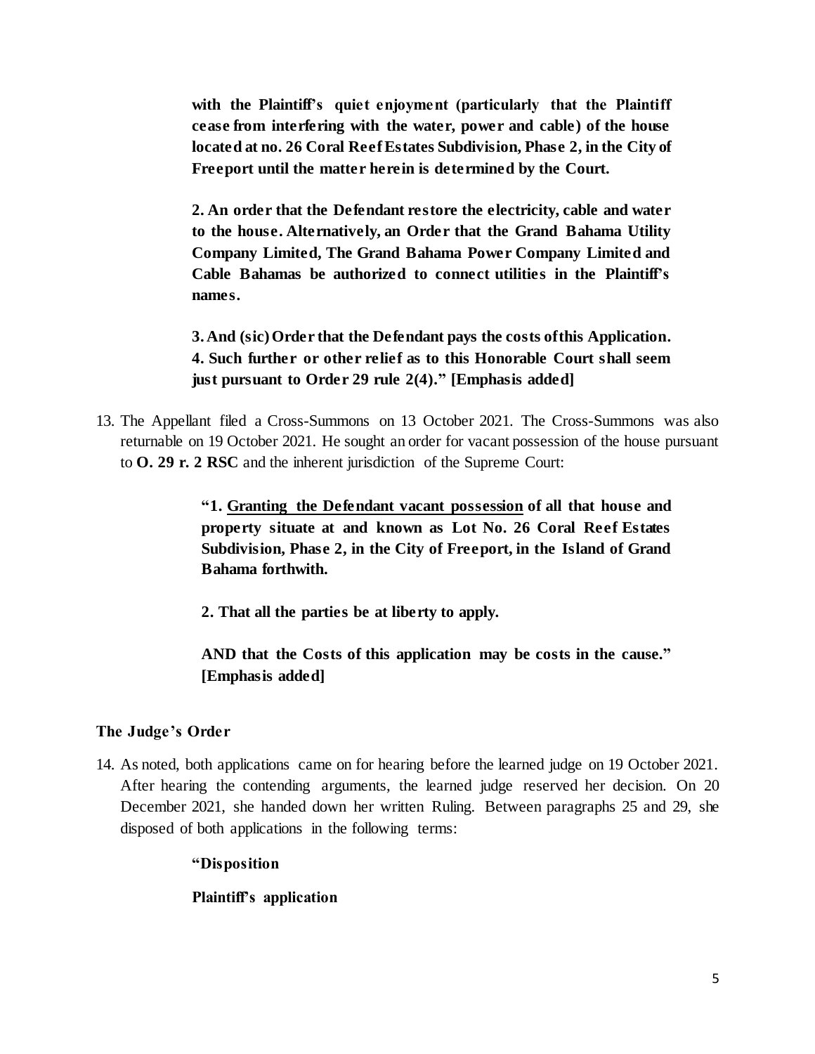> **with the Plaintiff's quiet enjoyment (particularly that the Plaintiff cease from interfering with the water, power and cable) of the house located at no. 26 Coral Reef Estates Subdivision, Phase 2, in the City of Freeport until the matter herein is determined by the Court.**
>
> **2. An order that the Defendant restore the electricity, cable and water to the house. Alternatively, an Order that the Grand Bahama Utility Company Limited, The Grand Bahama Power Company Limited and Cable Bahamas be authorized to connect utilities in the Plaintiff's names.**
>
> **3. And (sic) Order that the Defendant pays the costs of this Application.**
> **4. Such further or other relief as to this Honorable Court shall seem just pursuant to Order 29 rule 2(4)." [Emphasis added]**

13. The Appellant filed a Cross-Summons on 13 October 2021. The Cross-Summons was also returnable on 19 October 2021. He sought an order for vacant possession of the house pursuant to **O. 29 r. 2 RSC** and the inherent jurisdiction of the Supreme Court:

> **"1. <u>Granting the Defendant vacant possession</u> of all that house and property situate at and known as Lot No. 26 Coral Reef Estates Subdivision, Phase 2, in the City of Freeport, in the Island of Grand Bahama forthwith.**
>
> **2. That all the parties be at liberty to apply.**
>
> **AND that the Costs of this application may be costs in the cause." [Emphasis added]**

### The Judge's Order

14. As noted, both applications came on for hearing before the learned judge on 19 October 2021. After hearing the contending arguments, the learned judge reserved her decision. On 20 December 2021, she handed down her written Ruling. Between paragraphs 25 and 29, she disposed of both applications in the following terms:

> **"Disposition**
>
> **Plaintiff's application**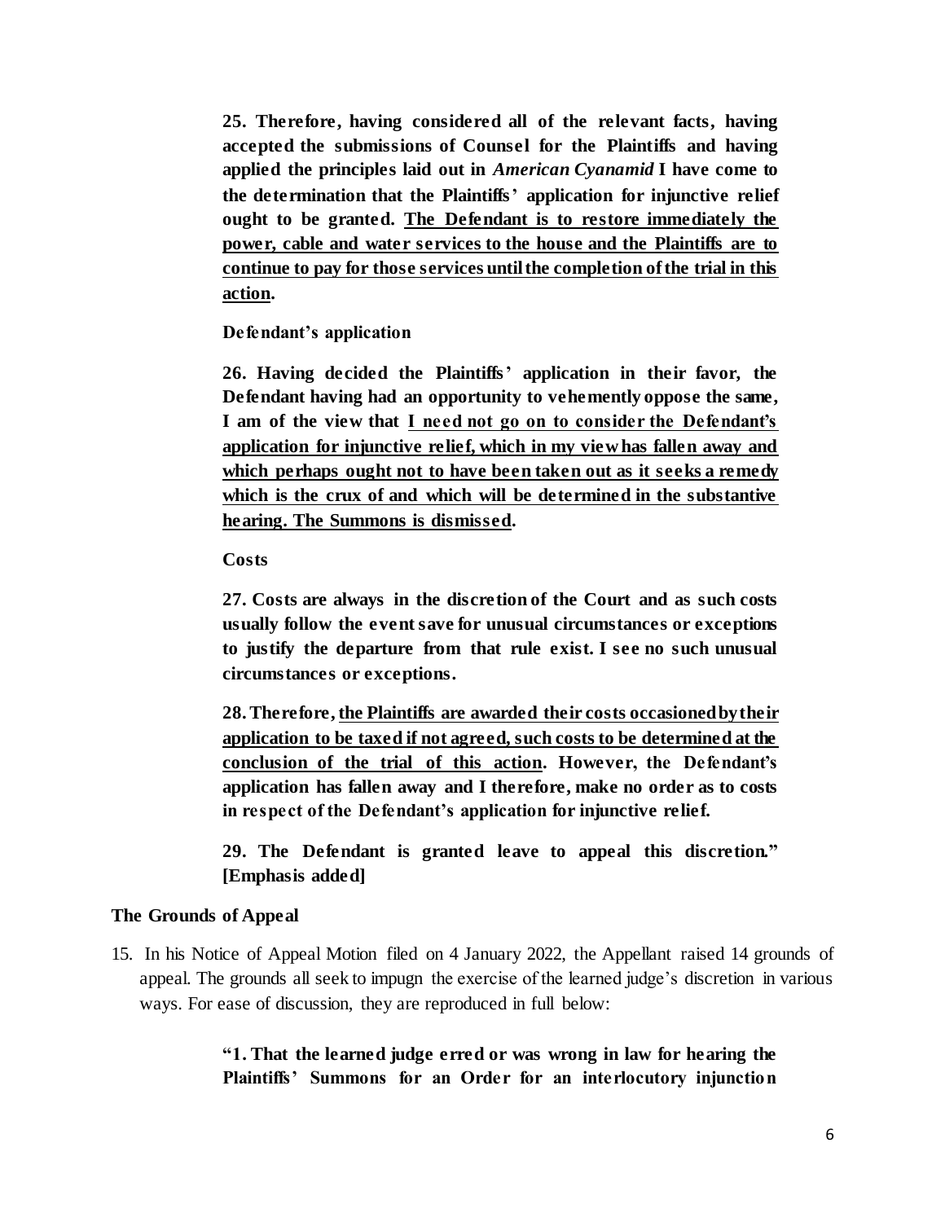> **25. Therefore, having considered all of the relevant facts, having accepted the submissions of Counsel for the Plaintiffs and having applied the principles laid out in *American Cyanamid* I have come to the determination that the Plaintiffs' application for injunctive relief ought to be granted. <u>The Defendant is to restore immediately the power, cable and water services to the house and the Plaintiffs are to continue to pay for those services until the completion of the trial in this action</u>.**
>
> **Defendant's application**
>
> **26. Having decided the Plaintiffs' application in their favor, the Defendant having had an opportunity to vehemently oppose the same, I am of the view that <u>I need not go on to consider the Defendant's application for injunctive relief, which in my view has fallen away and which perhaps ought not to have been taken out as it seeks a remedy which is the crux of and which will be determined in the substantive hearing. The Summons is dismissed</u>.**
>
> **Costs**
>
> **27. Costs are always in the discretion of the Court and as such costs usually follow the event save for unusual circumstances or exceptions to justify the departure from that rule exist. I see no such unusual circumstances or exceptions.**
>
> **28. Therefore, <u>the Plaintiffs are awarded their costs occasioned by their application to be taxed if not agreed, such costs to be determined at the conclusion of the trial of this action</u>. However, the Defendant's application has fallen away and I therefore, make no order as to costs in respect of the Defendant's application for injunctive relief.**
>
> **29. The Defendant is granted leave to appeal this discretion." [Emphasis added]**

### The Grounds of Appeal

15. In his Notice of Appeal Motion filed on 4 January 2022, the Appellant raised 14 grounds of appeal. The grounds all seek to impugn the exercise of the learned judge's discretion in various ways. For ease of discussion, they are reproduced in full below:

> **"1. That the learned judge erred or was wrong in law for hearing the Plaintiffs' Summons for an Order for an interlocutory injunction**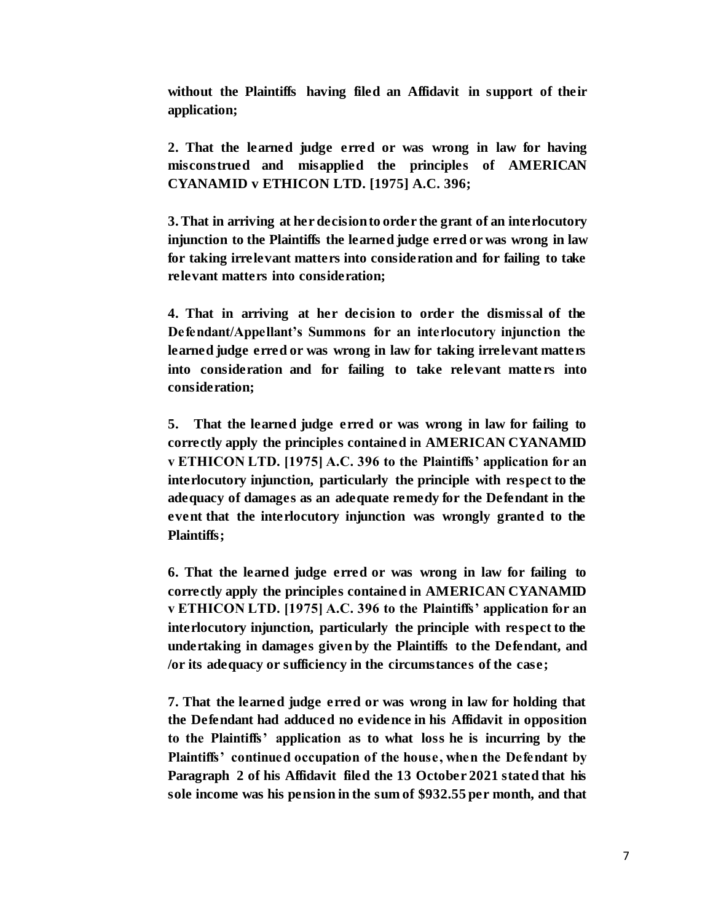**without the Plaintiffs having filed an Affidavit in support of their application;**

**2. That the learned judge erred or was wrong in law for having misconstrued and misapplied the principles of AMERICAN CYANAMID v ETHICON LTD. [1975] A.C. 396;**

**3. That in arriving at her decision to order the grant of an interlocutory injunction to the Plaintiffs the learned judge erred or was wrong in law for taking irrelevant matters into consideration and for failing to take relevant matters into consideration;**

**4. That in arriving at her decision to order the dismissal of the Defendant/Appellant's Summons for an interlocutory injunction the learned judge erred or was wrong in law for taking irrelevant matters into consideration and for failing to take relevant matters into consideration;**

**5. That the learned judge erred or was wrong in law for failing to correctly apply the principles contained in AMERICAN CYANAMID v ETHICON LTD. [1975] A.C. 396 to the Plaintiffs' application for an interlocutory injunction, particularly the principle with respect to the adequacy of damages as an adequate remedy for the Defendant in the event that the interlocutory injunction was wrongly granted to the Plaintiffs;**

**6. That the learned judge erred or was wrong in law for failing to correctly apply the principles contained in AMERICAN CYANAMID v ETHICON LTD. [1975] A.C. 396 to the Plaintiffs' application for an interlocutory injunction, particularly the principle with respect to the undertaking in damages given by the Plaintiffs to the Defendant, and /or its adequacy or sufficiency in the circumstances of the case;**

**7. That the learned judge erred or was wrong in law for holding that the Defendant had adduced no evidence in his Affidavit in opposition to the Plaintiffs' application as to what loss he is incurring by the Plaintiffs' continued occupation of the house, when the Defendant by Paragraph 2 of his Affidavit filed the 13 October 2021 stated that his sole income was his pension in the sum of $932.55 per month, and that**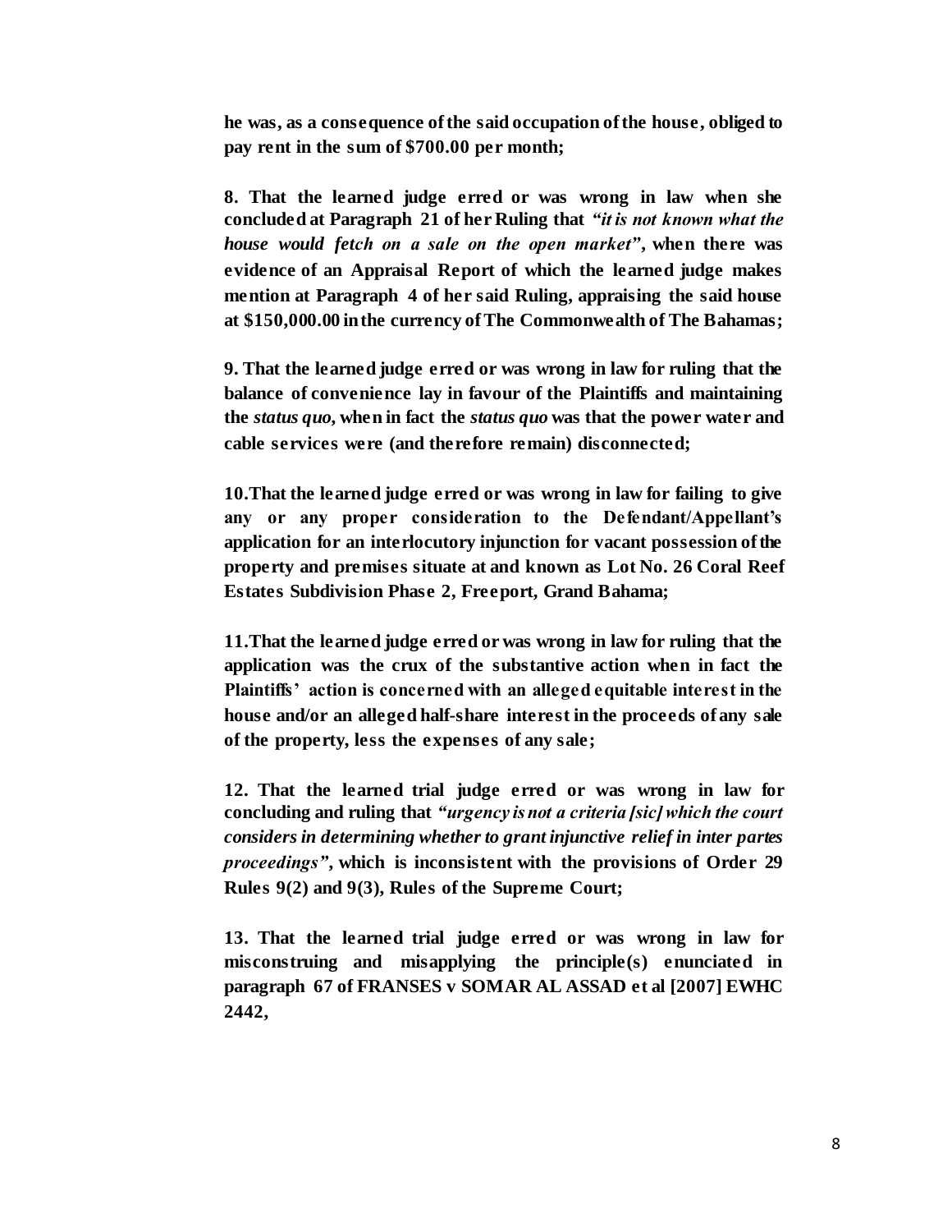**he was, as a consequence of the said occupation of the house, obliged to pay rent in the sum of $700.00 per month;**

**8. That the learned judge erred or was wrong in law when she concluded at Paragraph 21 of her Ruling that *"it is not known what the house would fetch on a sale on the open market"*, when there was evidence of an Appraisal Report of which the learned judge makes mention at Paragraph 4 of her said Ruling, appraising the said house at $150,000.00 in the currency of The Commonwealth of The Bahamas;**

**9. That the learned judge erred or was wrong in law for ruling that the balance of convenience lay in favour of the Plaintiffs and maintaining the *status quo*, when in fact the *status quo* was that the power water and cable services were (and therefore remain) disconnected;**

**10. That the learned judge erred or was wrong in law for failing to give any or any proper consideration to the Defendant/Appellant's application for an interlocutory injunction for vacant possession of the property and premises situate at and known as Lot No. 26 Coral Reef Estates Subdivision Phase 2, Freeport, Grand Bahama;**

**11. That the learned judge erred or was wrong in law for ruling that the application was the crux of the substantive action when in fact the Plaintiffs' action is concerned with an alleged equitable interest in the house and/or an alleged half-share interest in the proceeds of any sale of the property, less the expenses of any sale;**

**12. That the learned trial judge erred or was wrong in law for concluding and ruling that *"urgency is not a criteria [sic] which the court considers in determining whether to grant injunctive relief in inter partes proceedings"*, which is inconsistent with the provisions of Order 29 Rules 9(2) and 9(3), Rules of the Supreme Court;**

**13. That the learned trial judge erred or was wrong in law for misconstruing and misapplying the principle(s) enunciated in paragraph 67 of FRANSES v SOMAR AL ASSAD et al [2007] EWHC 2442,**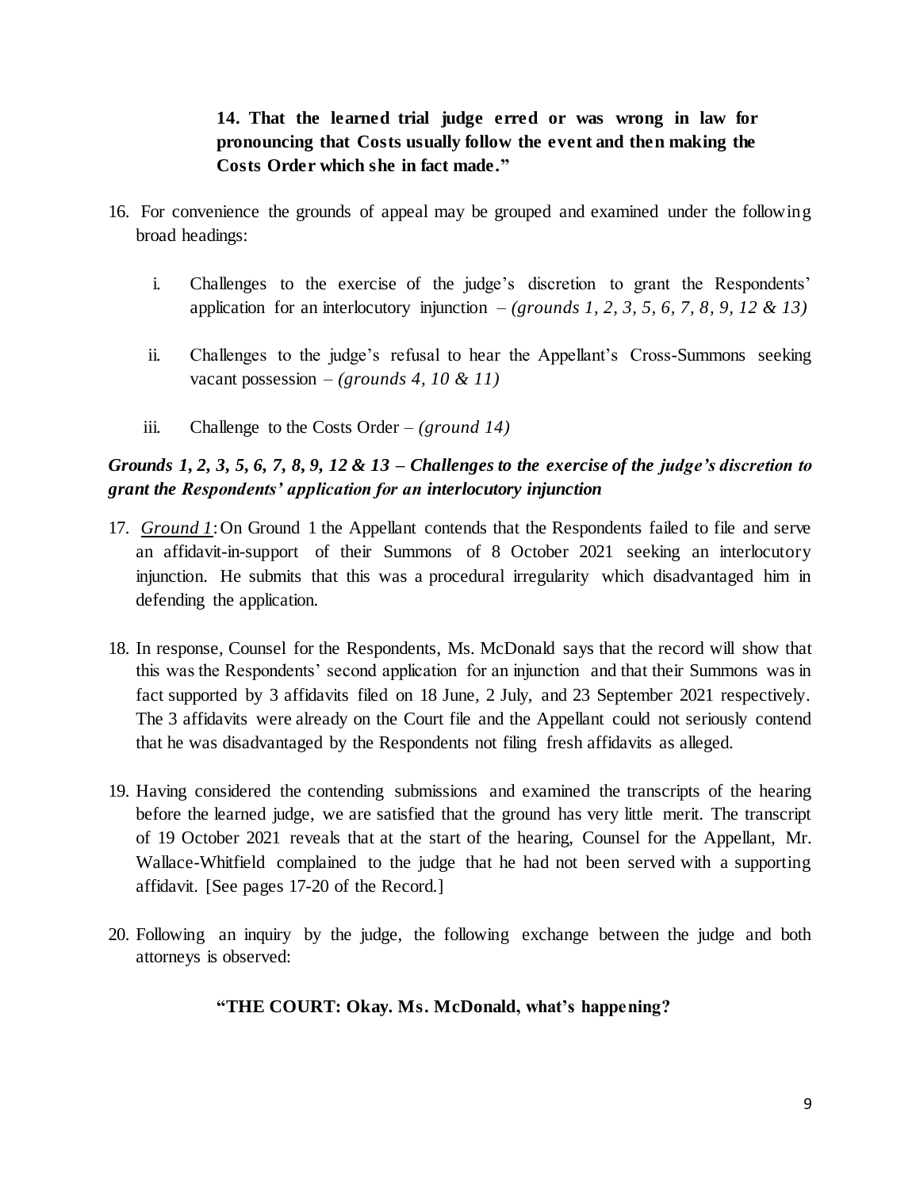> **14. That the learned trial judge erred or was wrong in law for pronouncing that Costs usually follow the event and then making the Costs Order which she in fact made."**

16. For convenience the grounds of appeal may be grouped and examined under the following broad headings:

    i. Challenges to the exercise of the judge's discretion to grant the Respondents' application for an interlocutory injunction – *(grounds 1, 2, 3, 5, 6, 7, 8, 9, 12 & 13)*

    ii. Challenges to the judge's refusal to hear the Appellant's Cross-Summons seeking vacant possession – *(grounds 4, 10 & 11)*

    iii. Challenge to the Costs Order – *(ground 14)*

***Grounds 1, 2, 3, 5, 6, 7, 8, 9, 12 & 13 – Challenges to the exercise of the judge's discretion to grant the Respondents' application for an interlocutory injunction***

17. *Ground 1*: On Ground 1 the Appellant contends that the Respondents failed to file and serve an affidavit-in-support of their Summons of 8 October 2021 seeking an interlocutory injunction. He submits that this was a procedural irregularity which disadvantaged him in defending the application.

18. In response, Counsel for the Respondents, Ms. McDonald says that the record will show that this was the Respondents' second application for an injunction and that their Summons was in fact supported by 3 affidavits filed on 18 June, 2 July, and 23 September 2021 respectively. The 3 affidavits were already on the Court file and the Appellant could not seriously contend that he was disadvantaged by the Respondents not filing fresh affidavits as alleged.

19. Having considered the contending submissions and examined the transcripts of the hearing before the learned judge, we are satisfied that the ground has very little merit. The transcript of 19 October 2021 reveals that at the start of the hearing, Counsel for the Appellant, Mr. Wallace-Whitfield complained to the judge that he had not been served with a supporting affidavit. [See pages 17-20 of the Record.]

20. Following an inquiry by the judge, the following exchange between the judge and both attorneys is observed:

> **"THE COURT: Okay. Ms. McDonald, what's happening?**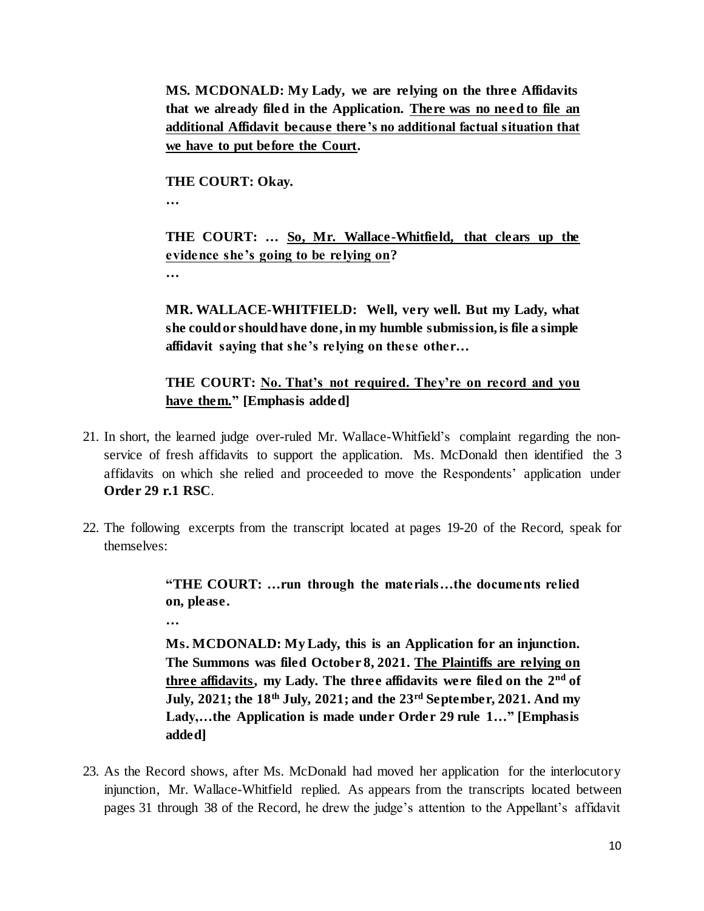> **MS. MCDONALD: My Lady, we are relying on the three Affidavits that we already filed in the Application. <u>There was no need to file an additional Affidavit because there's no additional factual situation that we have to put before the Court</u>.**
>
> **THE COURT: Okay.**
>
> **…**
>
> **THE COURT: … <u>So, Mr. Wallace-Whitfield, that clears up the evidence she's going to be relying on</u>?**
>
> **…**
>
> **MR. WALLACE-WHITFIELD: Well, very well. But my Lady, what she could or should have done, in my humble submission, is file a simple affidavit saying that she's relying on these other…**
>
> **THE COURT: <u>No. That's not required. They're on record and you have them.</u>" [Emphasis added]**

21. In short, the learned judge over-ruled Mr. Wallace-Whitfield's complaint regarding the non-service of fresh affidavits to support the application. Ms. McDonald then identified the 3 affidavits on which she relied and proceeded to move the Respondents' application under **Order 29 r.1 RSC**.

22. The following excerpts from the transcript located at pages 19-20 of the Record, speak for themselves:

> **"THE COURT: …run through the materials…the documents relied on, please.**
>
> **…**
>
> **Ms. MCDONALD: My Lady, this is an Application for an injunction. The Summons was filed October 8, 2021. <u>The Plaintiffs are relying on three affidavits</u>, my Lady. The three affidavits were filed on the 2nd of July, 2021; the 18th July, 2021; and the 23rd September, 2021. And my Lady,…the Application is made under Order 29 rule 1…" [Emphasis added]**

23. As the Record shows, after Ms. McDonald had moved her application for the interlocutory injunction, Mr. Wallace-Whitfield replied. As appears from the transcripts located between pages 31 through 38 of the Record, he drew the judge's attention to the Appellant's affidavit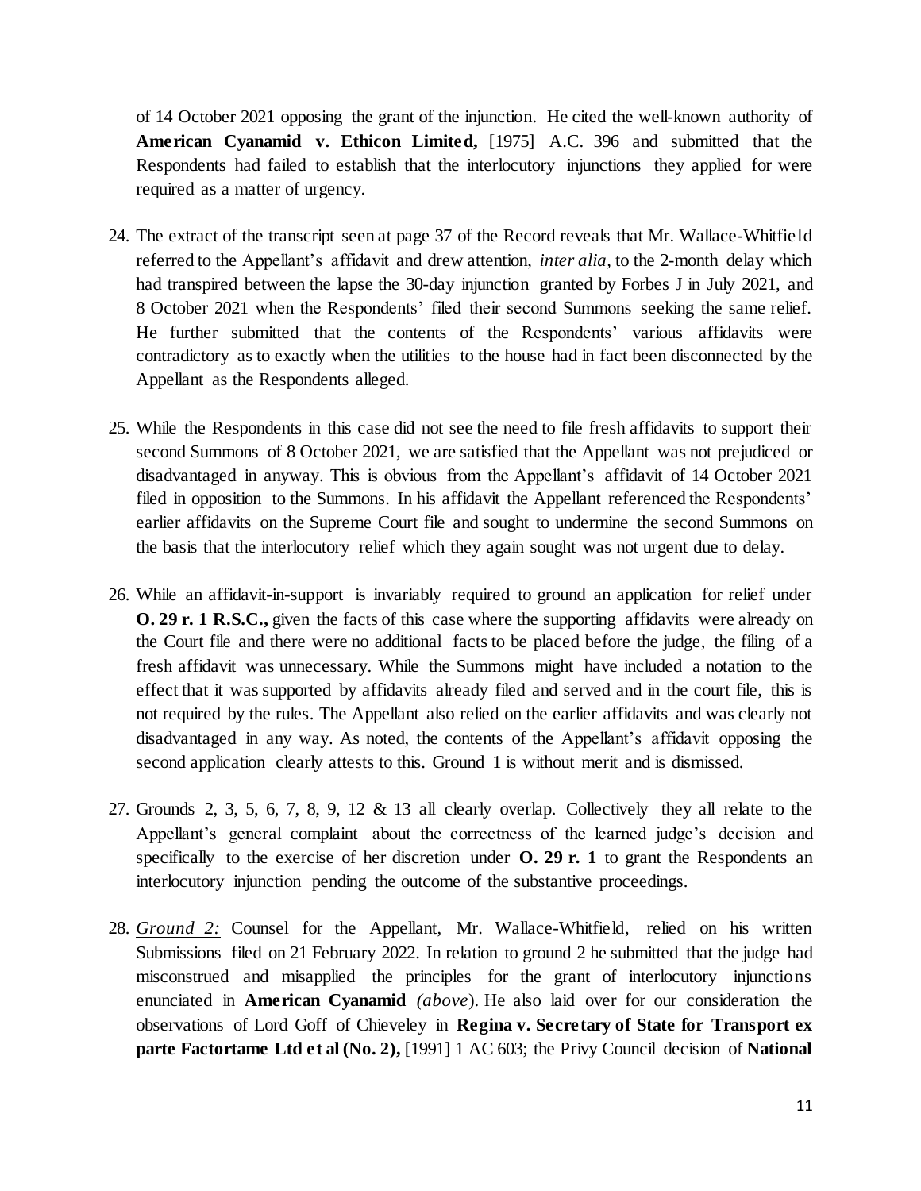of 14 October 2021 opposing the grant of the injunction. He cited the well-known authority of **American Cyanamid v. Ethicon Limited,** [1975] A.C. 396 and submitted that the Respondents had failed to establish that the interlocutory injunctions they applied for were required as a matter of urgency.

24. The extract of the transcript seen at page 37 of the Record reveals that Mr. Wallace-Whitfield referred to the Appellant's affidavit and drew attention, *inter alia*, to the 2-month delay which had transpired between the lapse the 30-day injunction granted by Forbes J in July 2021, and 8 October 2021 when the Respondents' filed their second Summons seeking the same relief. He further submitted that the contents of the Respondents' various affidavits were contradictory as to exactly when the utilities to the house had in fact been disconnected by the Appellant as the Respondents alleged.

25. While the Respondents in this case did not see the need to file fresh affidavits to support their second Summons of 8 October 2021, we are satisfied that the Appellant was not prejudiced or disadvantaged in anyway. This is obvious from the Appellant's affidavit of 14 October 2021 filed in opposition to the Summons. In his affidavit the Appellant referenced the Respondents' earlier affidavits on the Supreme Court file and sought to undermine the second Summons on the basis that the interlocutory relief which they again sought was not urgent due to delay.

26. While an affidavit-in-support is invariably required to ground an application for relief under **O. 29 r. 1 R.S.C.,** given the facts of this case where the supporting affidavits were already on the Court file and there were no additional facts to be placed before the judge, the filing of a fresh affidavit was unnecessary. While the Summons might have included a notation to the effect that it was supported by affidavits already filed and served and in the court file, this is not required by the rules. The Appellant also relied on the earlier affidavits and was clearly not disadvantaged in any way. As noted, the contents of the Appellant's affidavit opposing the second application clearly attests to this. Ground 1 is without merit and is dismissed.

27. Grounds 2, 3, 5, 6, 7, 8, 9, 12 & 13 all clearly overlap. Collectively they all relate to the Appellant's general complaint about the correctness of the learned judge's decision and specifically to the exercise of her discretion under **O. 29 r. 1** to grant the Respondents an interlocutory injunction pending the outcome of the substantive proceedings.

28. ***Ground 2:*** Counsel for the Appellant, Mr. Wallace-Whitfield, relied on his written Submissions filed on 21 February 2022. In relation to ground 2 he submitted that the judge had misconstrued and misapplied the principles for the grant of interlocutory injunctions enunciated in **American Cyanamid** *(above*). He also laid over for our consideration the observations of Lord Goff of Chieveley in **Regina v. Secretary of State for Transport ex parte Factortame Ltd et al (No. 2),** [1991] 1 AC 603; the Privy Council decision of **National**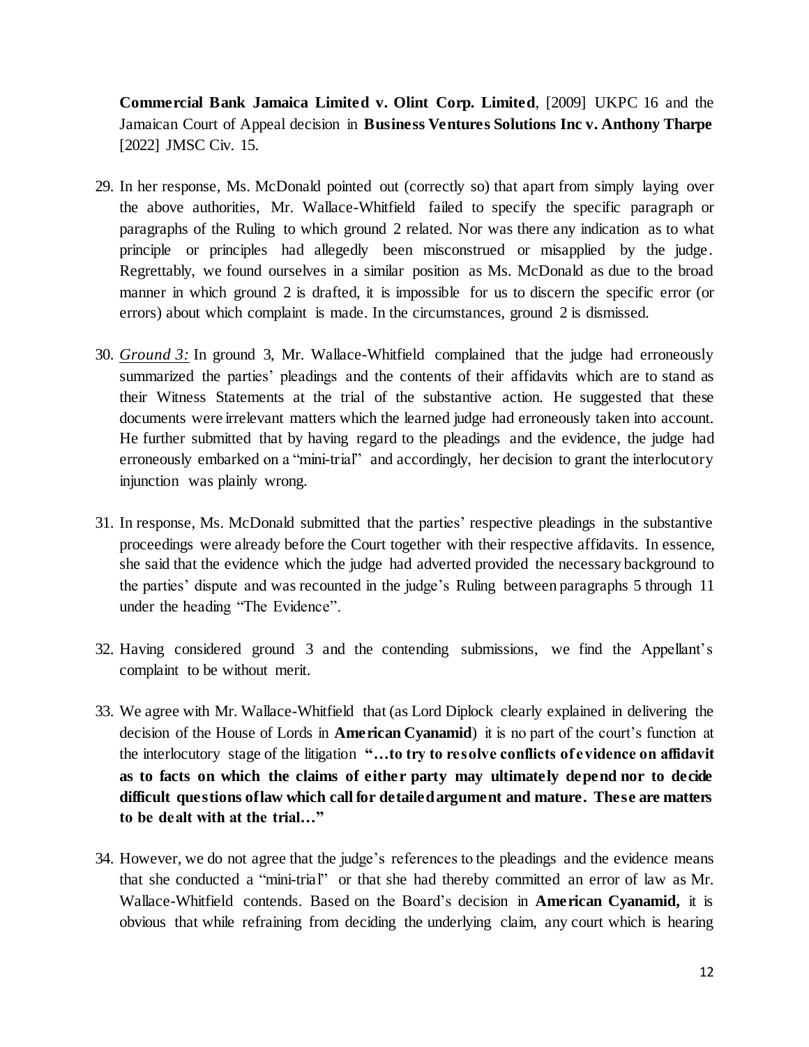**Commercial Bank Jamaica Limited v. Olint Corp. Limited**, [2009] UKPC 16 and the Jamaican Court of Appeal decision in **Business Ventures Solutions Inc v. Anthony Tharpe** [2022] JMSC Civ. 15.

29. In her response, Ms. McDonald pointed out (correctly so) that apart from simply laying over the above authorities, Mr. Wallace-Whitfield failed to specify the specific paragraph or paragraphs of the Ruling to which ground 2 related. Nor was there any indication as to what principle or principles had allegedly been misconstrued or misapplied by the judge. Regrettably, we found ourselves in a similar position as Ms. McDonald as due to the broad manner in which ground 2 is drafted, it is impossible for us to discern the specific error (or errors) about which complaint is made. In the circumstances, ground 2 is dismissed.

30. ***Ground 3:*** In ground 3, Mr. Wallace-Whitfield complained that the judge had erroneously summarized the parties' pleadings and the contents of their affidavits which are to stand as their Witness Statements at the trial of the substantive action. He suggested that these documents were irrelevant matters which the learned judge had erroneously taken into account. He further submitted that by having regard to the pleadings and the evidence, the judge had erroneously embarked on a "mini-trial" and accordingly, her decision to grant the interlocutory injunction was plainly wrong.

31. In response, Ms. McDonald submitted that the parties' respective pleadings in the substantive proceedings were already before the Court together with their respective affidavits. In essence, she said that the evidence which the judge had adverted provided the necessary background to the parties' dispute and was recounted in the judge's Ruling between paragraphs 5 through 11 under the heading "The Evidence".

32. Having considered ground 3 and the contending submissions, we find the Appellant's complaint to be without merit.

33. We agree with Mr. Wallace-Whitfield that (as Lord Diplock clearly explained in delivering the decision of the House of Lords in **American Cyanamid**) it is no part of the court's function at the interlocutory stage of the litigation **"…to try to resolve conflicts of evidence on affidavit as to facts on which the claims of either party may ultimately depend nor to decide difficult questions of law which call for detailed argument and mature. These are matters to be dealt with at the trial…"**

34. However, we do not agree that the judge's references to the pleadings and the evidence means that she conducted a "mini-trial" or that she had thereby committed an error of law as Mr. Wallace-Whitfield contends. Based on the Board's decision in **American Cyanamid,** it is obvious that while refraining from deciding the underlying claim, any court which is hearing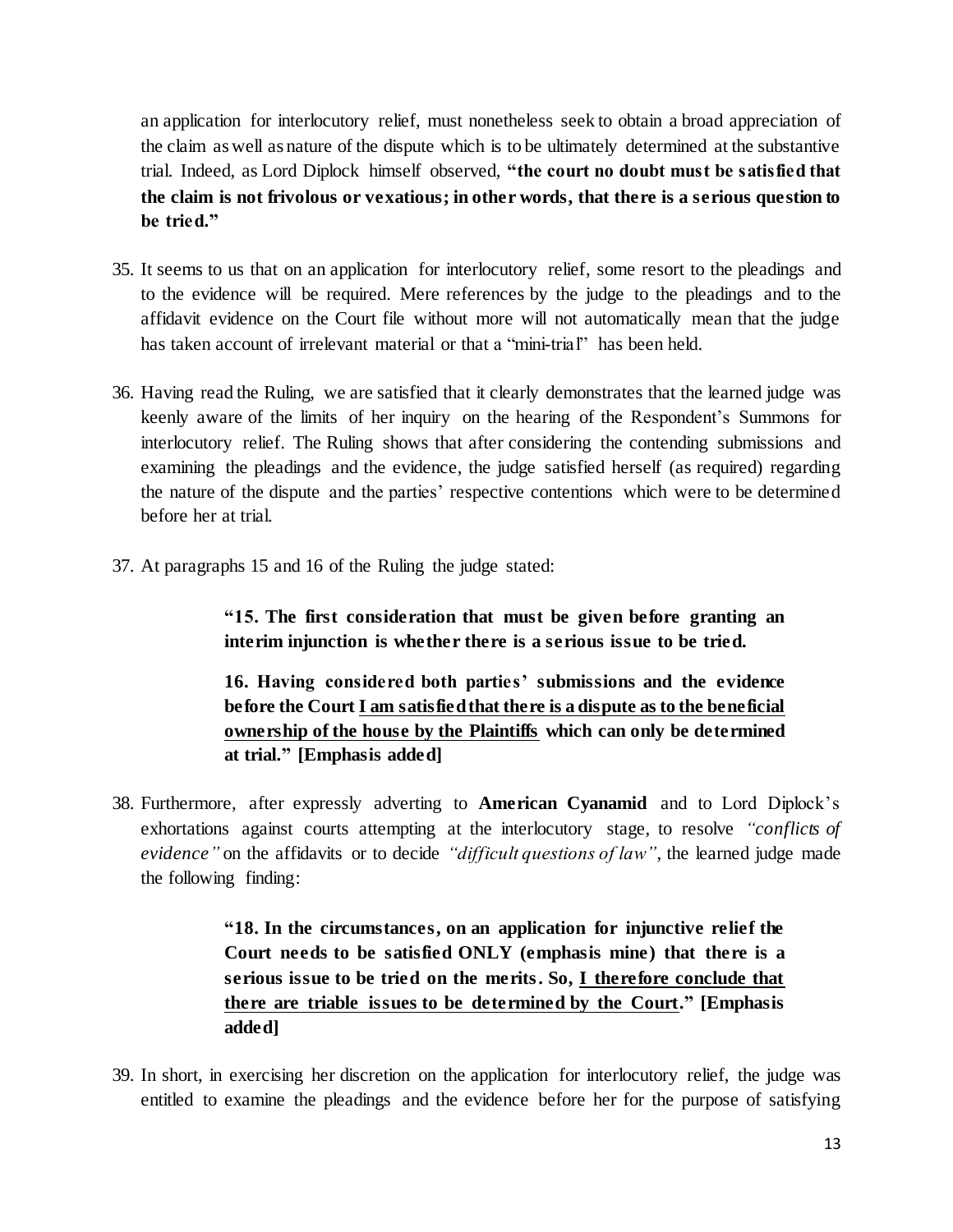an application for interlocutory relief, must nonetheless seek to obtain a broad appreciation of the claim as well as nature of the dispute which is to be ultimately determined at the substantive trial. Indeed, as Lord Diplock himself observed, **"the court no doubt must be satisfied that the claim is not frivolous or vexatious; in other words, that there is a serious question to be tried."**

35. It seems to us that on an application for interlocutory relief, some resort to the pleadings and to the evidence will be required. Mere references by the judge to the pleadings and to the affidavit evidence on the Court file without more will not automatically mean that the judge has taken account of irrelevant material or that a "mini-trial" has been held.

36. Having read the Ruling, we are satisfied that it clearly demonstrates that the learned judge was keenly aware of the limits of her inquiry on the hearing of the Respondent's Summons for interlocutory relief. The Ruling shows that after considering the contending submissions and examining the pleadings and the evidence, the judge satisfied herself (as required) regarding the nature of the dispute and the parties' respective contentions which were to be determined before her at trial.

37. At paragraphs 15 and 16 of the Ruling the judge stated:

> **"15. The first consideration that must be given before granting an interim injunction is whether there is a serious issue to be tried.**
>
> **16. Having considered both parties' submissions and the evidence before the Court <u>I am satisfied that there is a dispute as to the beneficial ownership of the house by the Plaintiffs</u> which can only be determined at trial." [Emphasis added]**

38. Furthermore, after expressly adverting to **American Cyanamid** and to Lord Diplock's exhortations against courts attempting at the interlocutory stage, to resolve *"conflicts of evidence"* on the affidavits or to decide *"difficult questions of law"*, the learned judge made the following finding:

> **"18. In the circumstances, on an application for injunctive relief the Court needs to be satisfied ONLY (emphasis mine) that there is a serious issue to be tried on the merits. So, <u>I therefore conclude that there are triable issues to be determined by the Court</u>." [Emphasis added]**

39. In short, in exercising her discretion on the application for interlocutory relief, the judge was entitled to examine the pleadings and the evidence before her for the purpose of satisfying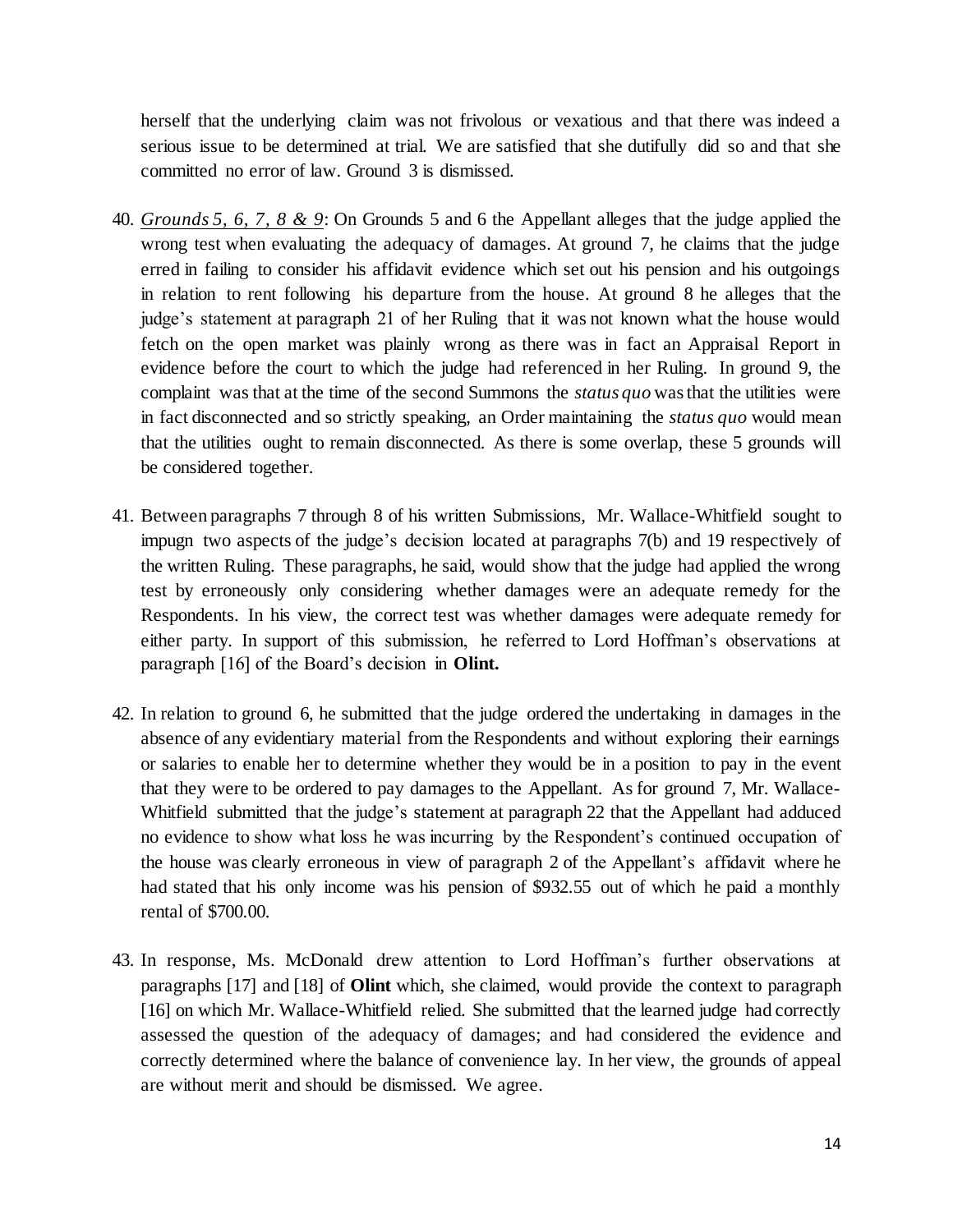herself that the underlying claim was not frivolous or vexatious and that there was indeed a serious issue to be determined at trial. We are satisfied that she dutifully did so and that she committed no error of law. Ground 3 is dismissed.

40. *<u>Grounds 5, 6, 7, 8 & 9</u>*: On Grounds 5 and 6 the Appellant alleges that the judge applied the wrong test when evaluating the adequacy of damages. At ground 7, he claims that the judge erred in failing to consider his affidavit evidence which set out his pension and his outgoings in relation to rent following his departure from the house. At ground 8 he alleges that the judge's statement at paragraph 21 of her Ruling that it was not known what the house would fetch on the open market was plainly wrong as there was in fact an Appraisal Report in evidence before the court to which the judge had referenced in her Ruling. In ground 9, the complaint was that at the time of the second Summons the *status quo* was that the utilities were in fact disconnected and so strictly speaking, an Order maintaining the *status quo* would mean that the utilities ought to remain disconnected. As there is some overlap, these 5 grounds will be considered together.

41. Between paragraphs 7 through 8 of his written Submissions, Mr. Wallace-Whitfield sought to impugn two aspects of the judge's decision located at paragraphs 7(b) and 19 respectively of the written Ruling. These paragraphs, he said, would show that the judge had applied the wrong test by erroneously only considering whether damages were an adequate remedy for the Respondents. In his view, the correct test was whether damages were adequate remedy for either party. In support of this submission, he referred to Lord Hoffman's observations at paragraph [16] of the Board's decision in **Olint.**

42. In relation to ground 6, he submitted that the judge ordered the undertaking in damages in the absence of any evidentiary material from the Respondents and without exploring their earnings or salaries to enable her to determine whether they would be in a position to pay in the event that they were to be ordered to pay damages to the Appellant. As for ground 7, Mr. Wallace-Whitfield submitted that the judge's statement at paragraph 22 that the Appellant had adduced no evidence to show what loss he was incurring by the Respondent's continued occupation of the house was clearly erroneous in view of paragraph 2 of the Appellant's affidavit where he had stated that his only income was his pension of $932.55 out of which he paid a monthly rental of $700.00.

43. In response, Ms. McDonald drew attention to Lord Hoffman's further observations at paragraphs [17] and [18] of **Olint** which, she claimed, would provide the context to paragraph [16] on which Mr. Wallace-Whitfield relied. She submitted that the learned judge had correctly assessed the question of the adequacy of damages; and had considered the evidence and correctly determined where the balance of convenience lay. In her view, the grounds of appeal are without merit and should be dismissed. We agree.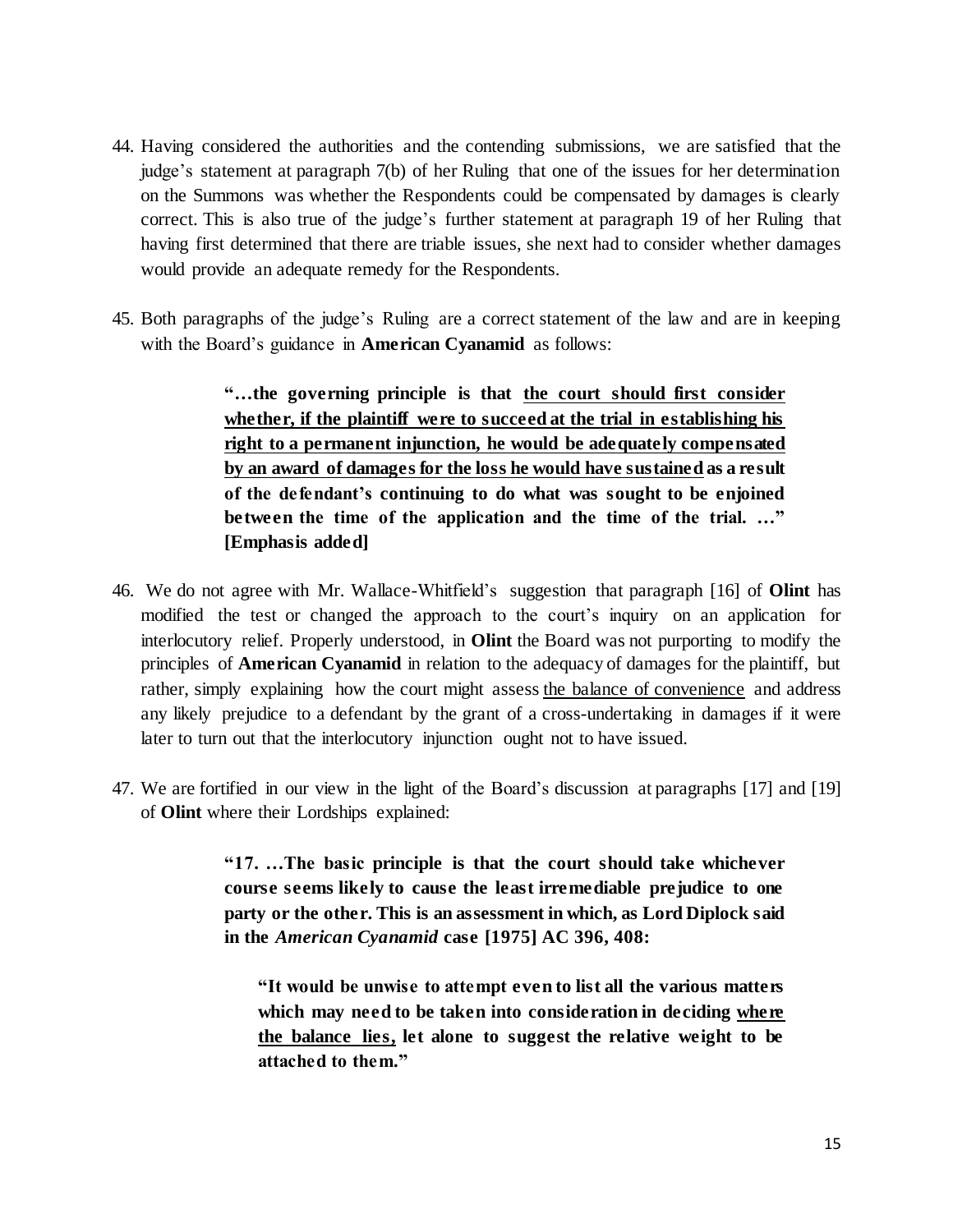44. Having considered the authorities and the contending submissions, we are satisfied that the judge's statement at paragraph 7(b) of her Ruling that one of the issues for her determination on the Summons was whether the Respondents could be compensated by damages is clearly correct. This is also true of the judge's further statement at paragraph 19 of her Ruling that having first determined that there are triable issues, she next had to consider whether damages would provide an adequate remedy for the Respondents.

45. Both paragraphs of the judge's Ruling are a correct statement of the law and are in keeping with the Board's guidance in **American Cyanamid** as follows:

> **"…the governing principle is that <u>the court should first consider whether, if the plaintiff were to succeed at the trial in establishing his right to a permanent injunction, he would be adequately compensated by an award of damages for the loss he would have sustained</u> as a result of the defendant's continuing to do what was sought to be enjoined between the time of the application and the time of the trial. …" [Emphasis added]**

46. We do not agree with Mr. Wallace-Whitfield's suggestion that paragraph [16] of **Olint** has modified the test or changed the approach to the court's inquiry on an application for interlocutory relief. Properly understood, in **Olint** the Board was not purporting to modify the principles of **American Cyanamid** in relation to the adequacy of damages for the plaintiff, but rather, simply explaining how the court might assess <u>the balance of convenience</u> and address any likely prejudice to a defendant by the grant of a cross-undertaking in damages if it were later to turn out that the interlocutory injunction ought not to have issued.

47. We are fortified in our view in the light of the Board's discussion at paragraphs [17] and [19] of **Olint** where their Lordships explained:

> **"17. …The basic principle is that the court should take whichever course seems likely to cause the least irremediable prejudice to one party or the other. This is an assessment in which, as Lord Diplock said in the *American Cyanamid* case [1975] AC 396, 408:**
>
> > **"It would be unwise to attempt even to list all the various matters which may need to be taken into consideration in deciding <u>where the balance lies,</u> let alone to suggest the relative weight to be attached to them."**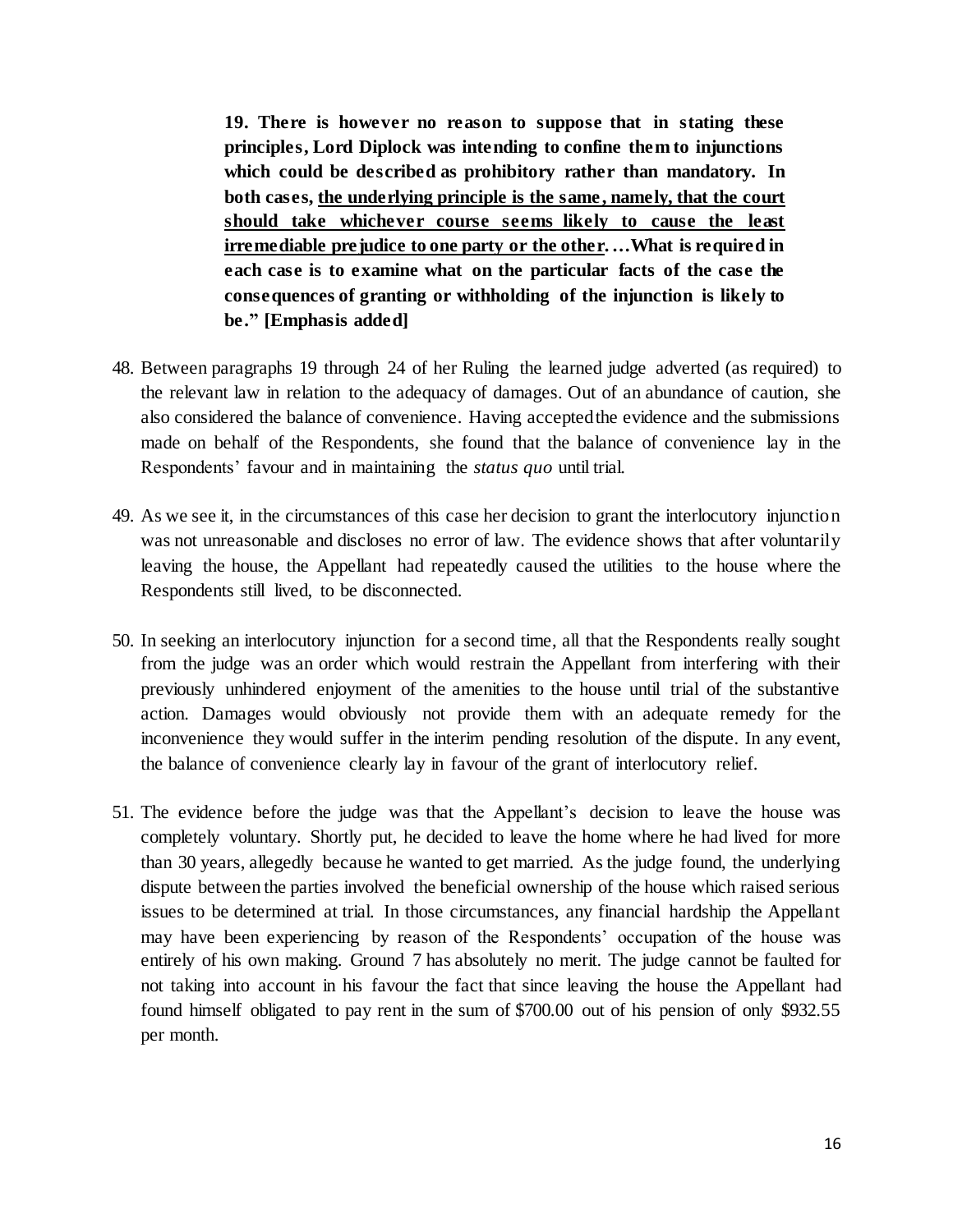> **19. There is however no reason to suppose that in stating these principles, Lord Diplock was intending to confine them to injunctions which could be described as prohibitory rather than mandatory. In both cases, <u>the underlying principle is the same, namely, that the court should take whichever course seems likely to cause the least irremediable prejudice to one party or the other</u>. …What is required in each case is to examine what on the particular facts of the case the consequences of granting or withholding of the injunction is likely to be." [Emphasis added]**

48. Between paragraphs 19 through 24 of her Ruling the learned judge adverted (as required) to the relevant law in relation to the adequacy of damages. Out of an abundance of caution, she also considered the balance of convenience. Having accepted the evidence and the submissions made on behalf of the Respondents, she found that the balance of convenience lay in the Respondents' favour and in maintaining the *status quo* until trial.

49. As we see it, in the circumstances of this case her decision to grant the interlocutory injunction was not unreasonable and discloses no error of law. The evidence shows that after voluntarily leaving the house, the Appellant had repeatedly caused the utilities to the house where the Respondents still lived, to be disconnected.

50. In seeking an interlocutory injunction for a second time, all that the Respondents really sought from the judge was an order which would restrain the Appellant from interfering with their previously unhindered enjoyment of the amenities to the house until trial of the substantive action. Damages would obviously not provide them with an adequate remedy for the inconvenience they would suffer in the interim pending resolution of the dispute. In any event, the balance of convenience clearly lay in favour of the grant of interlocutory relief.

51. The evidence before the judge was that the Appellant's decision to leave the house was completely voluntary. Shortly put, he decided to leave the home where he had lived for more than 30 years, allegedly because he wanted to get married. As the judge found, the underlying dispute between the parties involved the beneficial ownership of the house which raised serious issues to be determined at trial. In those circumstances, any financial hardship the Appellant may have been experiencing by reason of the Respondents' occupation of the house was entirely of his own making. Ground 7 has absolutely no merit. The judge cannot be faulted for not taking into account in his favour the fact that since leaving the house the Appellant had found himself obligated to pay rent in the sum of $700.00 out of his pension of only $932.55 per month.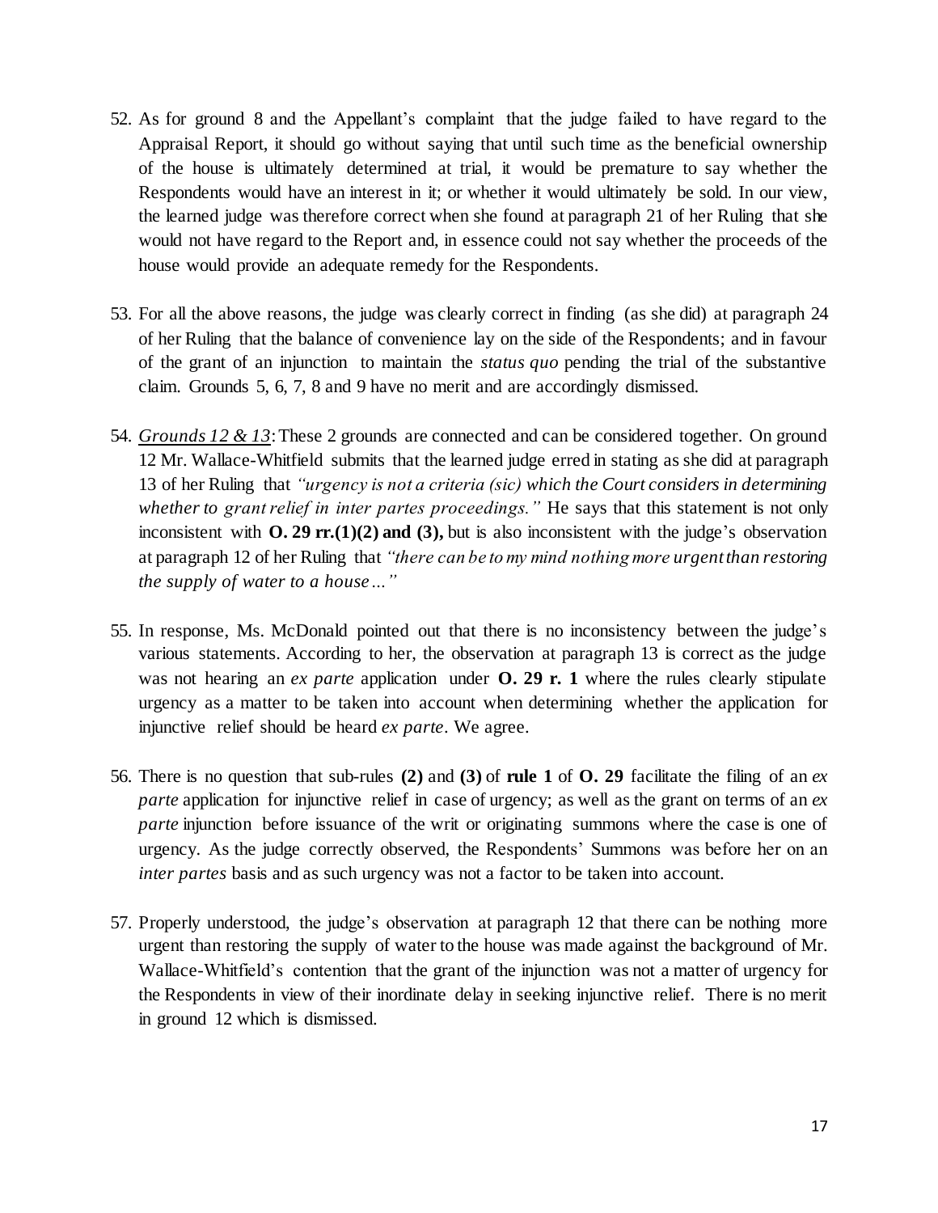52. As for ground 8 and the Appellant's complaint that the judge failed to have regard to the Appraisal Report, it should go without saying that until such time as the beneficial ownership of the house is ultimately determined at trial, it would be premature to say whether the Respondents would have an interest in it; or whether it would ultimately be sold. In our view, the learned judge was therefore correct when she found at paragraph 21 of her Ruling that she would not have regard to the Report and, in essence could not say whether the proceeds of the house would provide an adequate remedy for the Respondents.

53. For all the above reasons, the judge was clearly correct in finding (as she did) at paragraph 24 of her Ruling that the balance of convenience lay on the side of the Respondents; and in favour of the grant of an injunction to maintain the *status quo* pending the trial of the substantive claim. Grounds 5, 6, 7, 8 and 9 have no merit and are accordingly dismissed.

54. ***Grounds 12 & 13***: These 2 grounds are connected and can be considered together. On ground 12 Mr. Wallace-Whitfield submits that the learned judge erred in stating as she did at paragraph 13 of her Ruling that *"urgency is not a criteria (sic) which the Court considers in determining whether to grant relief in inter partes proceedings."* He says that this statement is not only inconsistent with **O. 29 rr.(1)(2) and (3),** but is also inconsistent with the judge's observation at paragraph 12 of her Ruling that *"there can be to my mind nothing more urgent than restoring the supply of water to a house…"*

55. In response, Ms. McDonald pointed out that there is no inconsistency between the judge's various statements. According to her, the observation at paragraph 13 is correct as the judge was not hearing an *ex parte* application under **O. 29 r. 1** where the rules clearly stipulate urgency as a matter to be taken into account when determining whether the application for injunctive relief should be heard *ex parte*. We agree.

56. There is no question that sub-rules **(2)** and **(3)** of **rule 1** of **O. 29** facilitate the filing of an *ex parte* application for injunctive relief in case of urgency; as well as the grant on terms of an *ex parte* injunction before issuance of the writ or originating summons where the case is one of urgency. As the judge correctly observed, the Respondents' Summons was before her on an *inter partes* basis and as such urgency was not a factor to be taken into account.

57. Properly understood, the judge's observation at paragraph 12 that there can be nothing more urgent than restoring the supply of water to the house was made against the background of Mr. Wallace-Whitfield's contention that the grant of the injunction was not a matter of urgency for the Respondents in view of their inordinate delay in seeking injunctive relief. There is no merit in ground 12 which is dismissed.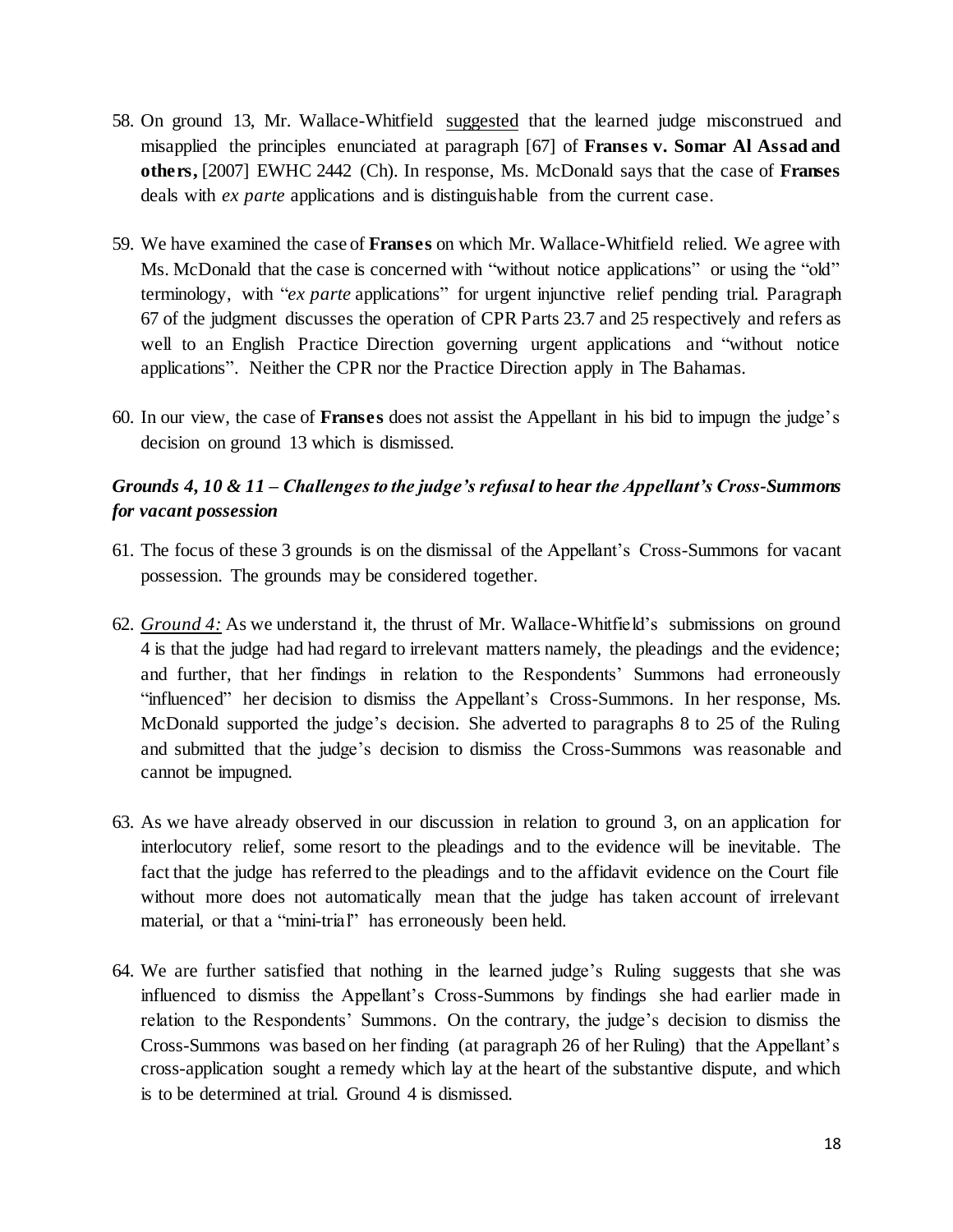58. On ground 13, Mr. Wallace-Whitfield suggested that the learned judge misconstrued and misapplied the principles enunciated at paragraph [67] of **Franses v. Somar Al Assad and others,** [2007] EWHC 2442 (Ch). In response, Ms. McDonald says that the case of **Franses** deals with *ex parte* applications and is distinguishable from the current case.

59. We have examined the case of **Franses** on which Mr. Wallace-Whitfield relied. We agree with Ms. McDonald that the case is concerned with "without notice applications" or using the "old" terminology, with "*ex parte* applications" for urgent injunctive relief pending trial. Paragraph 67 of the judgment discusses the operation of CPR Parts 23.7 and 25 respectively and refers as well to an English Practice Direction governing urgent applications and "without notice applications". Neither the CPR nor the Practice Direction apply in The Bahamas.

60. In our view, the case of **Franses** does not assist the Appellant in his bid to impugn the judge's decision on ground 13 which is dismissed.

### *Grounds 4, 10 & 11 – Challenges to the judge's refusal to hear the Appellant's Cross-Summons for vacant possession*

61. The focus of these 3 grounds is on the dismissal of the Appellant's Cross-Summons for vacant possession. The grounds may be considered together.

62. *Ground 4:* As we understand it, the thrust of Mr. Wallace-Whitfield's submissions on ground 4 is that the judge had had regard to irrelevant matters namely, the pleadings and the evidence; and further, that her findings in relation to the Respondents' Summons had erroneously "influenced" her decision to dismiss the Appellant's Cross-Summons. In her response, Ms. McDonald supported the judge's decision. She adverted to paragraphs 8 to 25 of the Ruling and submitted that the judge's decision to dismiss the Cross-Summons was reasonable and cannot be impugned.

63. As we have already observed in our discussion in relation to ground 3, on an application for interlocutory relief, some resort to the pleadings and to the evidence will be inevitable. The fact that the judge has referred to the pleadings and to the affidavit evidence on the Court file without more does not automatically mean that the judge has taken account of irrelevant material, or that a "mini-trial" has erroneously been held.

64. We are further satisfied that nothing in the learned judge's Ruling suggests that she was influenced to dismiss the Appellant's Cross-Summons by findings she had earlier made in relation to the Respondents' Summons. On the contrary, the judge's decision to dismiss the Cross-Summons was based on her finding (at paragraph 26 of her Ruling) that the Appellant's cross-application sought a remedy which lay at the heart of the substantive dispute, and which is to be determined at trial. Ground 4 is dismissed.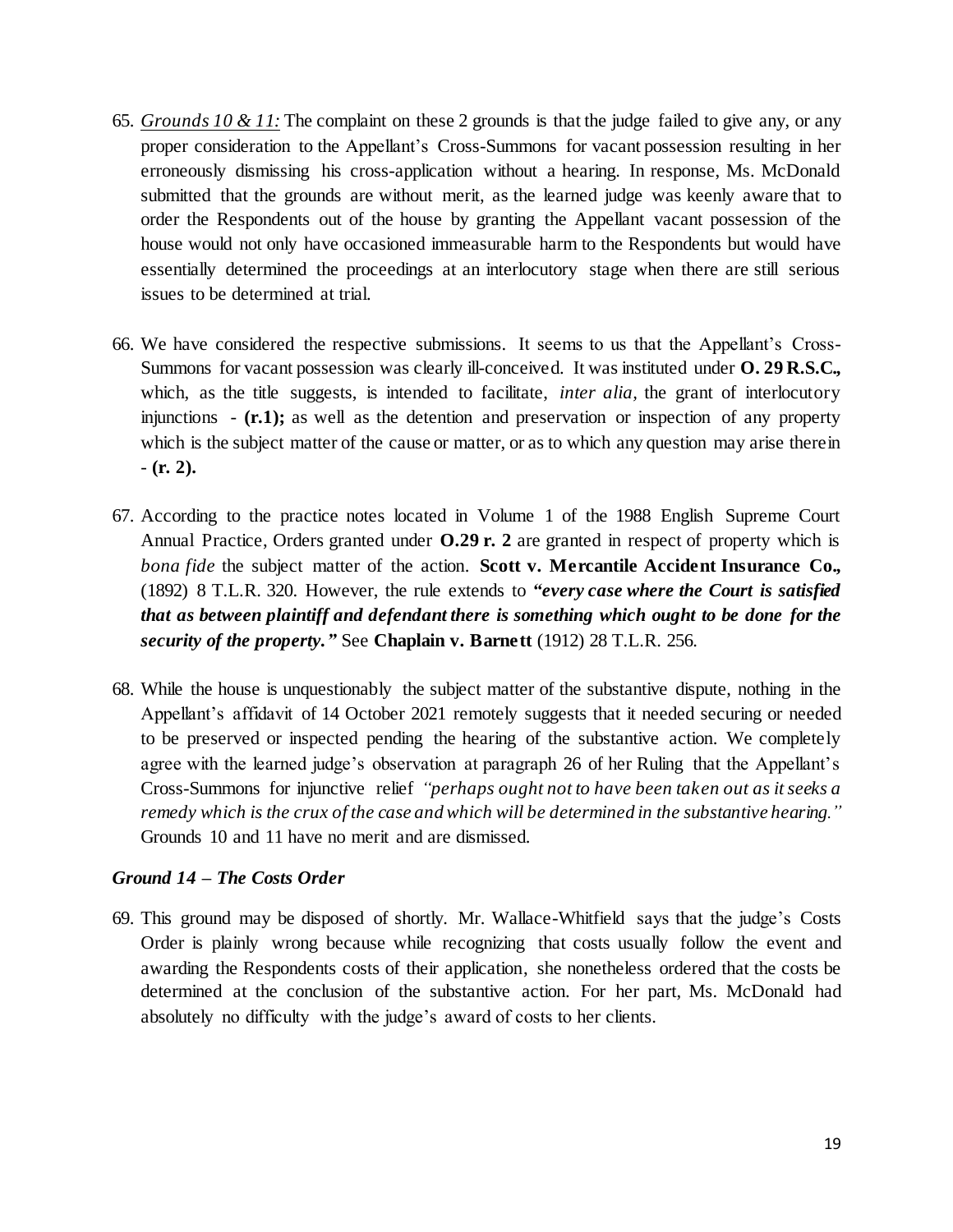65. *Grounds 10 & 11:* The complaint on these 2 grounds is that the judge failed to give any, or any proper consideration to the Appellant's Cross-Summons for vacant possession resulting in her erroneously dismissing his cross-application without a hearing. In response, Ms. McDonald submitted that the grounds are without merit, as the learned judge was keenly aware that to order the Respondents out of the house by granting the Appellant vacant possession of the house would not only have occasioned immeasurable harm to the Respondents but would have essentially determined the proceedings at an interlocutory stage when there are still serious issues to be determined at trial.

66. We have considered the respective submissions. It seems to us that the Appellant's Cross-Summons for vacant possession was clearly ill-conceived. It was instituted under **O. 29 R.S.C.,** which, as the title suggests, is intended to facilitate, *inter alia*, the grant of interlocutory injunctions - **(r.1);** as well as the detention and preservation or inspection of any property which is the subject matter of the cause or matter, or as to which any question may arise therein - **(r. 2).**

67. According to the practice notes located in Volume 1 of the 1988 English Supreme Court Annual Practice, Orders granted under **O.29 r. 2** are granted in respect of property which is *bona fide* the subject matter of the action. **Scott v. Mercantile Accident Insurance Co.,** (1892) 8 T.L.R. 320. However, the rule extends to ***"every case where the Court is satisfied that as between plaintiff and defendant there is something which ought to be done for the security of the property."*** See **Chaplain v. Barnett** (1912) 28 T.L.R. 256.

68. While the house is unquestionably the subject matter of the substantive dispute, nothing in the Appellant's affidavit of 14 October 2021 remotely suggests that it needed securing or needed to be preserved or inspected pending the hearing of the substantive action. We completely agree with the learned judge's observation at paragraph 26 of her Ruling that the Appellant's Cross-Summons for injunctive relief *"perhaps ought not to have been taken out as it seeks a remedy which is the crux of the case and which will be determined in the substantive hearing."* Grounds 10 and 11 have no merit and are dismissed.

### *Ground 14 – The Costs Order*

69. This ground may be disposed of shortly. Mr. Wallace-Whitfield says that the judge's Costs Order is plainly wrong because while recognizing that costs usually follow the event and awarding the Respondents costs of their application, she nonetheless ordered that the costs be determined at the conclusion of the substantive action. For her part, Ms. McDonald had absolutely no difficulty with the judge's award of costs to her clients.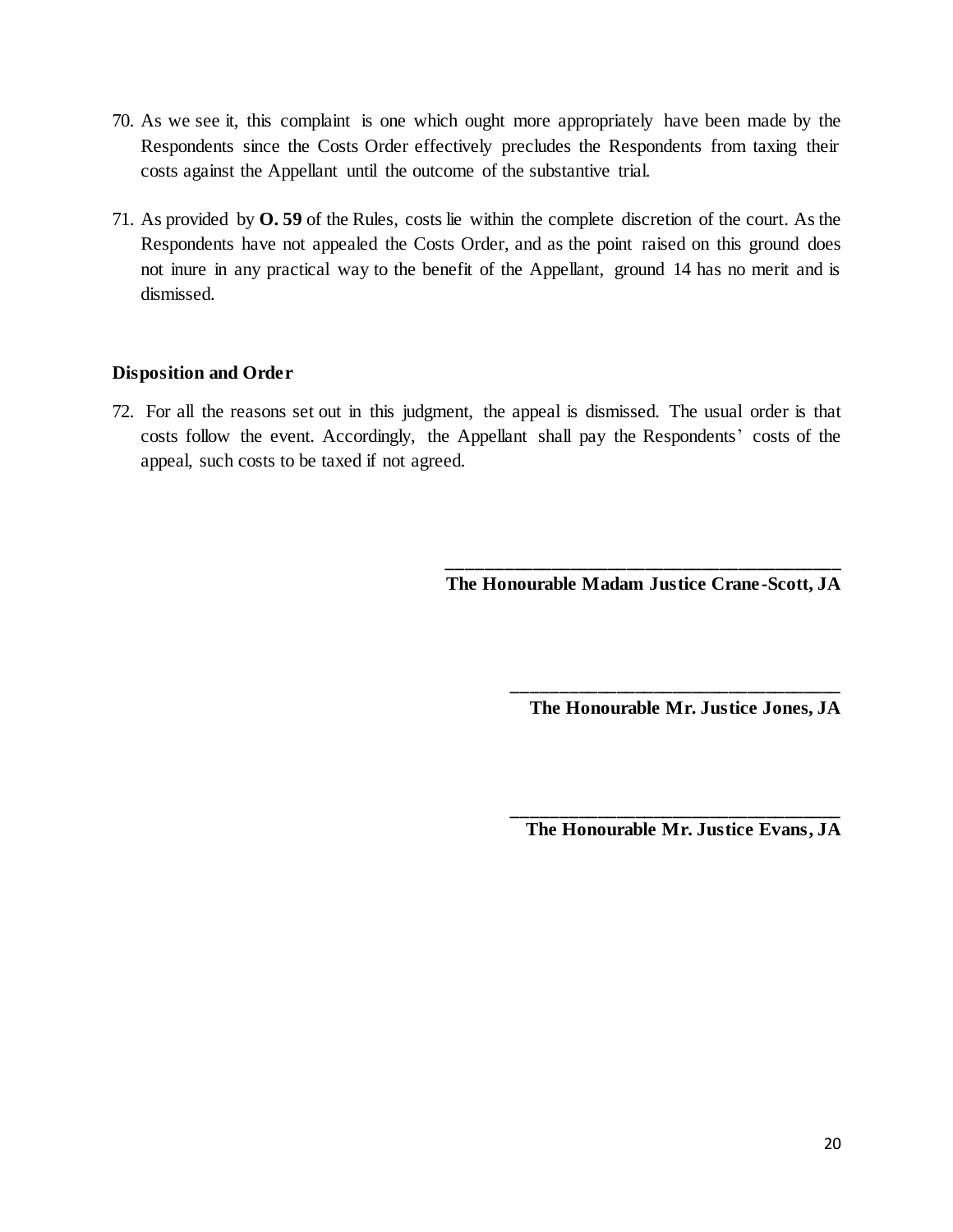70. As we see it, this complaint is one which ought more appropriately have been made by the Respondents since the Costs Order effectively precludes the Respondents from taxing their costs against the Appellant until the outcome of the substantive trial.

71. As provided by **O. 59** of the Rules, costs lie within the complete discretion of the court. As the Respondents have not appealed the Costs Order, and as the point raised on this ground does not inure in any practical way to the benefit of the Appellant, ground 14 has no merit and is dismissed.

**Disposition and Order**

72. For all the reasons set out in this judgment, the appeal is dismissed. The usual order is that costs follow the event. Accordingly, the Appellant shall pay the Respondents' costs of the appeal, such costs to be taxed if not agreed.

\_\_\_\_\_\_\_\_\_\_\_\_\_\_\_\_\_\_\_\_\_\_\_\_\_\_\_\_\_\_\_\_\_\_\_\_\_\_\_\_
**The Honourable Madam Justice Crane-Scott, JA**

\_\_\_\_\_\_\_\_\_\_\_\_\_\_\_\_\_\_\_\_\_\_\_\_\_\_\_\_\_\_\_\_\_\_\_\_
**The Honourable Mr. Justice Jones, JA**

\_\_\_\_\_\_\_\_\_\_\_\_\_\_\_\_\_\_\_\_\_\_\_\_\_\_\_\_\_\_\_\_\_\_\_\_
**The Honourable Mr. Justice Evans, JA**